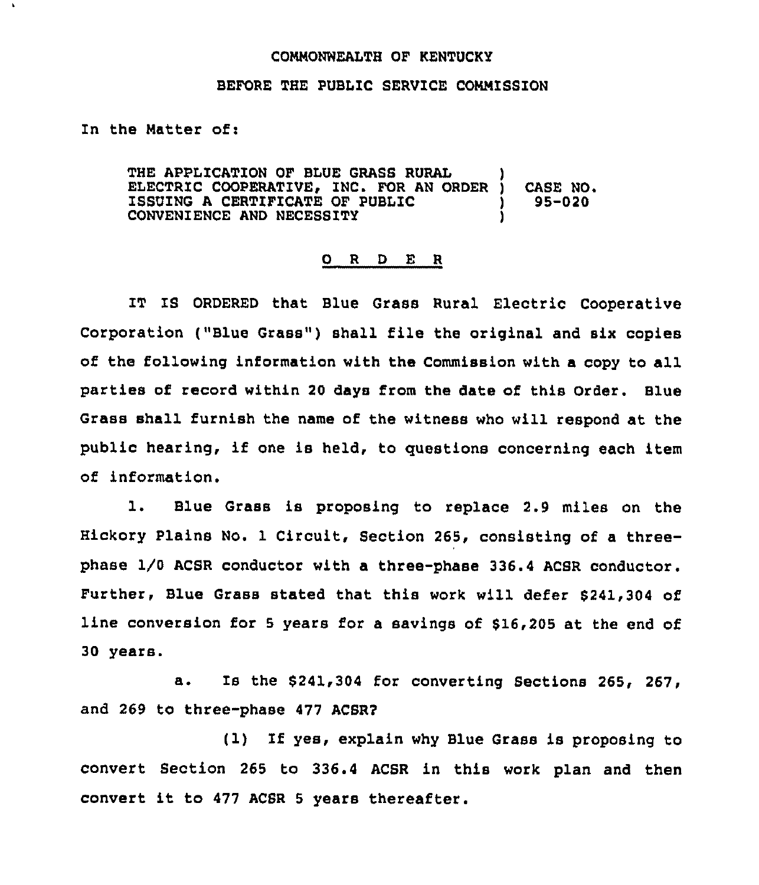COMMONWEALTH OF KENTUCKY

BEFORE THE PUBLIC SERVICE COMMISSION

In the Matter of:

| | | |
|---|---|---|
| THE APPLICATION OF BLUE GRASS RURAL ELECTRIC COOPERATIVE, INC. FOR AN ORDER ISSUING A CERTIFICATE OF PUBLIC CONVENIENCE AND NECESSITY | ) ) ) ) | CASE NO. 95-020 |

## O R D E R

IT IS ORDERED that Blue Grass Rural Electric Cooperative Corporation ("Blue Grass") shall file the original and six copies of the following information with the Commission with a copy to all parties of record within 20 days from the date of this Order. Blue Grass shall furnish the name of the witness who will respond at the public hearing, if one is held, to questions concerning each item of information.

1. Blue Grass is proposing to replace 2.9 miles on the Hickory Plains No. 1 Circuit, Section 265, consisting of a three-phase 1/0 ACSR conductor with a three-phase 336.4 ACSR conductor. Further, Blue Grass stated that this work will defer $241,304 of line conversion for 5 years for a savings of $16,205 at the end of 30 years.

   a. Is the $241,304 for converting Sections 265, 267, and 269 to three-phase 477 ACSR?

      (1) If yes, explain why Blue Grass is proposing to convert Section 265 to 336.4 ACSR in this work plan and then convert it to 477 ACSR 5 years thereafter.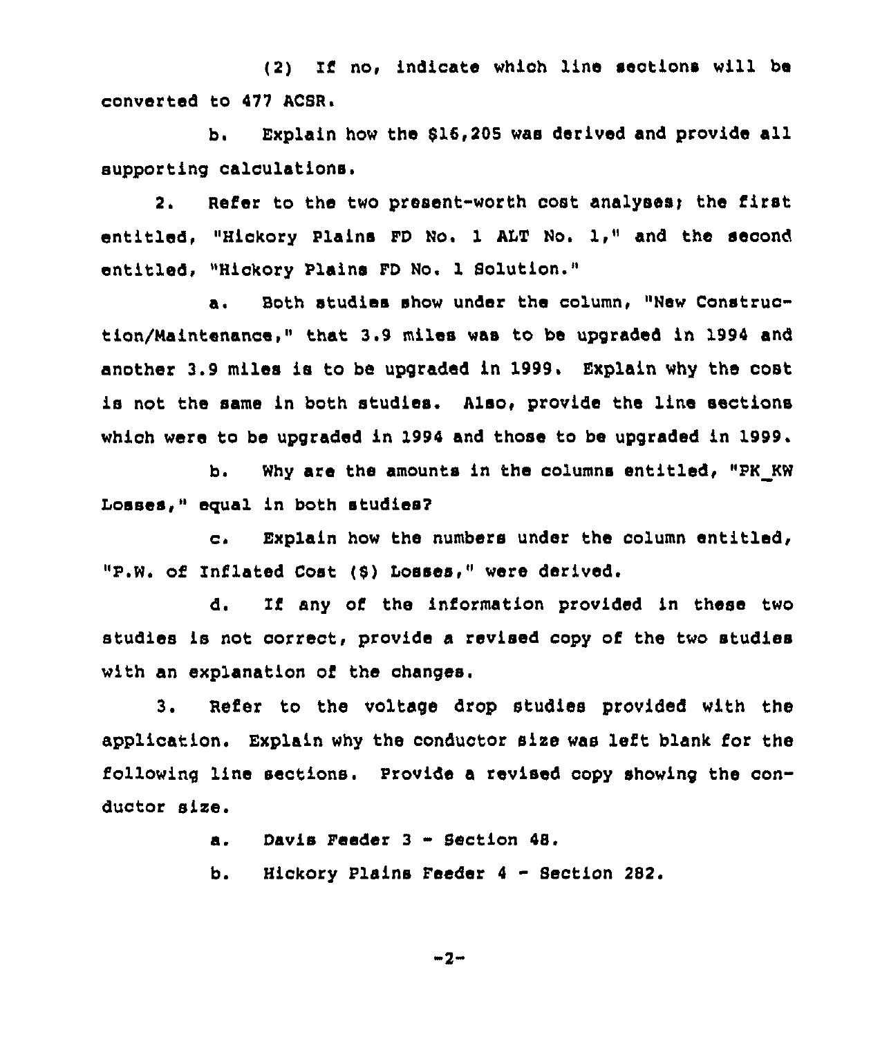(2) If no, indicate which line sections will be converted to 477 ACSR.

b. Explain how the $16,205 was derived and provide all supporting calculations.

2. Refer to the two present-worth cost analyses; the first entitled, "Hickory Plains FD No. 1 ALT No. 1," and the second entitled, "Hickory Plains FD No. 1 Solution."

a. Both studies show under the column, "New Construction/Maintenance," that 3.9 miles was to be upgraded in 1994 and another 3.9 miles is to be upgraded in 1999. Explain why the cost is not the same in both studies. Also, provide the line sections which were to be upgraded in 1994 and those to be upgraded in 1999.

b. Why are the amounts in the columns entitled, "PK_KW Losses," equal in both studies?

c. Explain how the numbers under the column entitled, "P.W. of Inflated Cost ($) Losses," were derived.

d. If any of the information provided in these two studies is not correct, provide a revised copy of the two studies with an explanation of the changes.

3. Refer to the voltage drop studies provided with the application. Explain why the conductor size was left blank for the following line sections. Provide a revised copy showing the conductor size.

a. Davis Feeder 3 - Section 48.

b. Hickory Plains Feeder 4 - Section 282.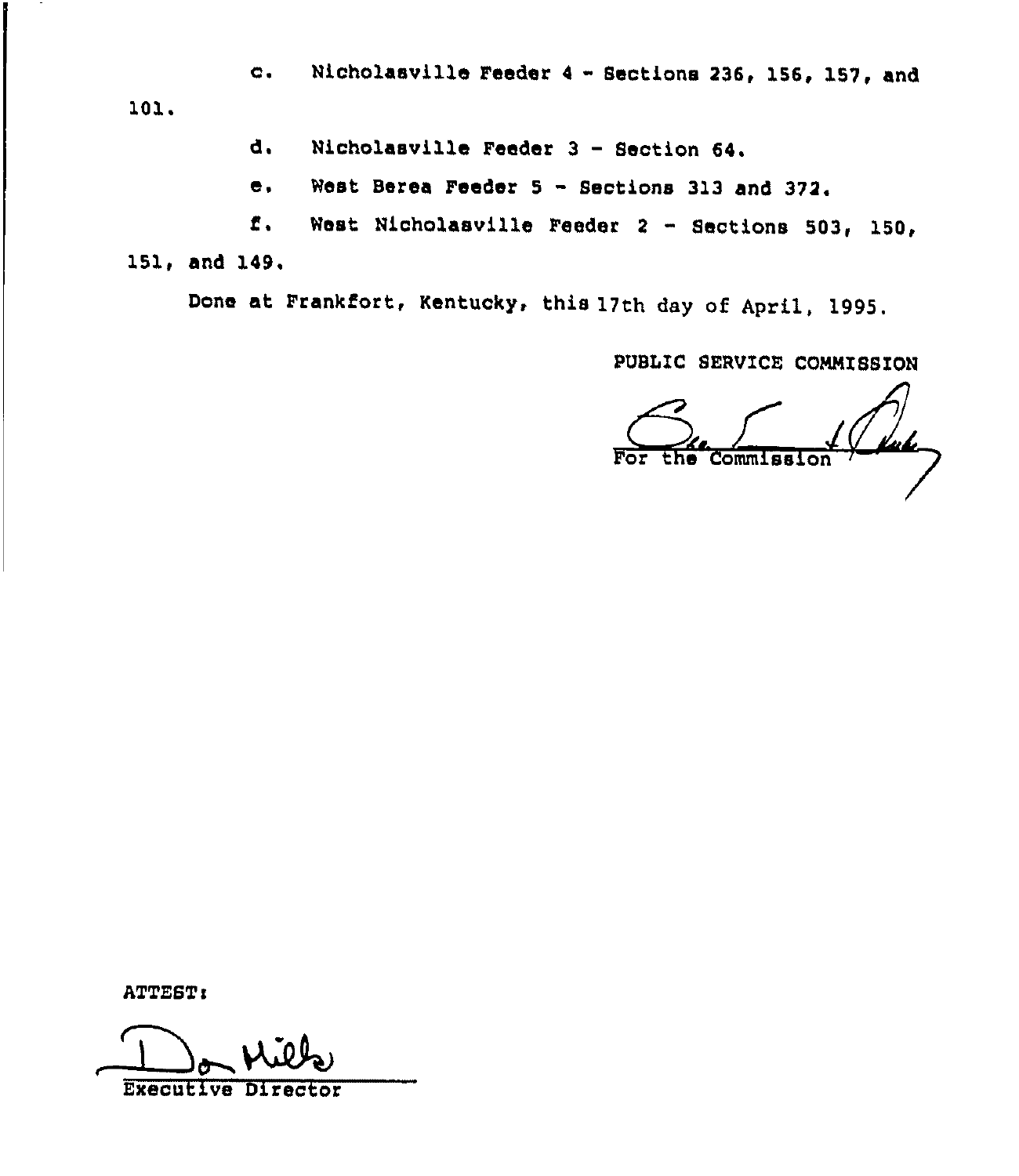c. Nicholasville Feeder 4 - Sections 236, 156, 157, and 101.

d. Nicholasville Feeder 3 - Section 64.

e. West Berea Feeder 5 - Sections 313 and 372.

f. West Nicholasville Feeder 2 - Sections 503, 150, 151, and 149.

Done at Frankfort, Kentucky, this 17th day of April, 1995.

PUBLIC SERVICE COMMISSION

For the Commission

ATTEST:

Executive Director